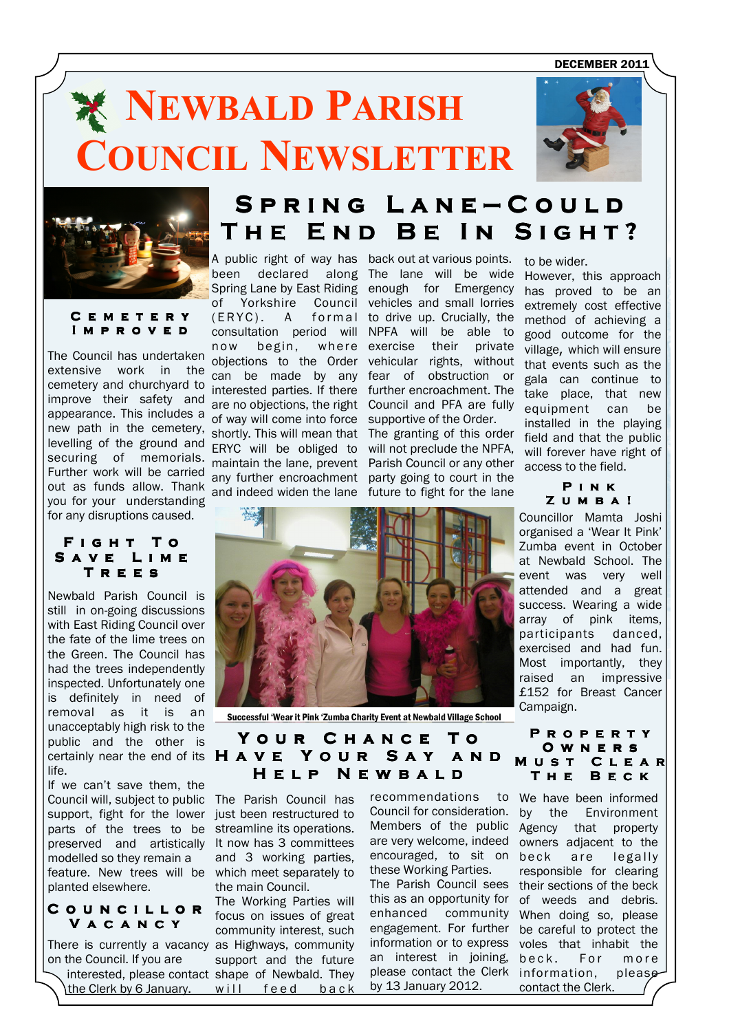DECEMBER 2011

# Newbald Parish Council Newsletter

## Cemetery Improved

The Council has undertaken extensive work in the cemetery and churchyard to improve their safety and appearance. This includes a new path in the cemetery, levelling of the ground and securing of memorials. Further work will be carried out as funds allow. Thank you for your understanding for any disruptions caused.

## Fight To Save Lime Trees

Newbald Parish Council is still in on-going discussions with East Riding Council over the fate of the lime trees on the Green. The Council has had the trees independently inspected. Unfortunately one is definitely in need of removal as it is an unacceptably high risk to the public and the other is certainly near the end of its life.

If we can't save them, the Council will, subject to public support, fight for the lower parts of the trees to be preserved and artistically modelled so they remain a feature. New trees will be planted elsewhere.

## Councillor Vacancy

There is currently a vacancy on the Council. If you are interested, please contact the Clerk by 6 January.

## Spring Lane—Could The End Be In Sight?

A public right of way has been declared along Spring Lane by East Riding of Yorkshire Council (ERYC). A formal consultation period will now begin, where objections to the Order can be made by any interested parties. If there are no objections, the right of way will come into force shortly. This will mean that ERYC will be obliged to maintain the lane, prevent any further encroachment and indeed widen the lane back out at various points. The lane will be wide enough for Emergency vehicles and small lorries to drive up. Crucially, the NPFA will be able to exercise their private vehicular rights, without fear of obstruction or further encroachment. The Council and PFA are fully supportive of the Order. The granting of this order will not preclude the NPFA, Parish Council or any other party going to court in the future to fight for the lane to be wider. However, this approach has proved to be an extremely cost effective method of achieving a good outcome for the village, which will ensure that events such as the gala can continue to take place, that new equipment can be installed in the playing field and that the public will forever have right of access to the field.

Successful 'Wear it Pink 'Zumba Charity Event at Newbald Village School

## Pink Zumba!

Councillor Mamta Joshi organised a 'Wear It Pink' Zumba event in October at Newbald School. The event was very well attended and a great success. Wearing a wide array of pink items, participants danced, exercised and had fun. Most importantly, they raised an impressive £152 for Breast Cancer Campaign.

## Your Chance To Have Your Say and Help Newbald

The Parish Council has just been restructured to streamline its operations. It now has 3 committees and 3 working parties, which meet separately to the main Council.

The Working Parties will focus on issues of great community interest, such as Highways, community support and the future shape of Newbald. They will feed back recommendations to Council for consideration. Members of the public are very welcome, indeed encouraged, to sit on these Working Parties.

The Parish Council sees this as an opportunity for enhanced community engagement. For further information or to express an interest in joining, please contact the Clerk by 13 January 2012.

## Property Owners Must Clear The Beck

We have been informed by the Environment Agency that property owners adjacent to the beck are legally responsible for clearing their sections of the beck of weeds and debris. When doing so, please be careful to protect the voles that inhabit the beck. For more information, please contact the Clerk.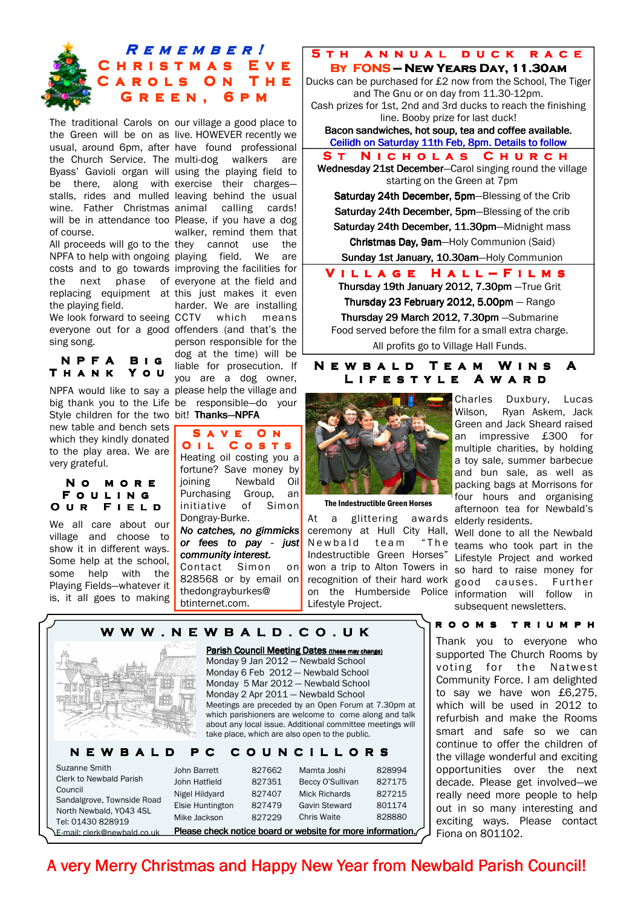## Remember! Christmas Eve Carols On The Green, 6pm

The traditional Carols on the Green will be on as usual, around 6pm, after the Church Service. The Byass' Gavioli organ will be there, along with stalls, rides and mulled wine. Father Christmas will be in attendance too of course.

All proceeds will go to the NPFA to help with ongoing costs and to go towards the next phase of replacing equipment at the playing field.

We look forward to seeing everyone out for a good sing song.

## NPFA Big Thank You

NPFA would like to say a big thank you to the Life Style children for the two new table and bench sets which they kindly donated to the play area. We are very grateful.

## No More Fouling Our Field

We all care about our village and choose to show it in different ways. Some help at the school, some help with the Playing Fields—whatever it is, it all goes to making our village a good place to live. HOWEVER recently we have found professional multi-dog walkers are using the playing field to exercise their charges—leaving behind the usual animal calling cards! Please, if you have a dog walker, remind them that they cannot use the playing field. We are improving the facilities for everyone at the field and at this just makes it even harder. We are installing CCTV which means offenders (and that's the person responsible for the dog at the time) will be liable for prosecution. If you are a dog owner, please help the village and be responsible—do your bit! **Thanks—NPFA**

## Save On Oil Costs

Heating oil costing you a fortune? Save money by joining Newbald Oil Purchasing Group, an initiative of Simon Dongray-Burke.

***No catches, no gimmicks or fees to pay - just community interest.***

Contact Simon on 828568 or by email on thedongrayburkes@btinternet.com.

## 5th Annual Duck Race By FONS — New Years Day, 11.30am

Ducks can be purchased for £2 now from the School, The Tiger and The Gnu or on day from 11.30-12pm.

Cash prizes for 1st, 2nd and 3rd ducks to reach the finishing line. Booby prize for last duck!

**Bacon sandwiches, hot soup, tea and coffee available.**

Ceilidh on Saturday 11th Feb, 8pm. Details to follow

## St Nicholas Church

**Wednesday 21st December**—Carol singing round the village starting on the Green at 7pm

**Saturday 24th December, 5pm**—Blessing of the Crib

**Saturday 24th December, 5pm**—Blessing of the crib

**Saturday 24th December, 11.30pm**—Midnight mass

**Christmas Day, 9am**—Holy Communion (Said)

**Sunday 1st January, 10.30am**—Holy Communion

## Village Hall – Films

**Thursday 19th January 2012, 7.30pm** —True Grit

**Thursday 23 February 2012, 5.00pm** — Rango

**Thursday 29 March 2012, 7.30pm** —Submarine

Food served before the film for a small extra charge.

All profits go to Village Hall Funds.

## Newbald Team Wins A Lifestyle Award

The Indestructible Green Horses

At a glittering awards ceremony at Hull City Hall, Newbald team "The Indestructible Green Horses" won a trip to Alton Towers in recognition of their hard work on the Humberside Police Lifestyle Project.

Charles Duxbury, Lucas Wilson, Ryan Askem, Jack Green and Jack Sheard raised an impressive £300 for multiple charities, by holding a toy sale, summer barbecue and bun sale, as well as packing bags at Morrisons for four hours and organising afternoon tea for Newbald's elderly residents.

Well done to all the Newbald teams who took part in the Lifestyle Project and worked so hard to raise money for good causes. Further information will follow in subsequent newsletters.

## WWW.NEWBALD.CO.UK

**Parish Council Meeting Dates (these may change)**

Monday 9 Jan 2012 – Newbald School
Monday 6 Feb 2012 – Newbald School
Monday 5 Mar 2012 – Newbald School
Monday 2 Apr 2011 – Newbald School

Meetings are preceded by an Open Forum at 7.30pm at which parishioners are welcome to come along and talk about any local issue. Additional committee meetings will take place, which are also open to the public.

## Newbald PC Councillors

Suzanne Smith
Clerk to Newbald Parish Council
Sandalgroye, Townside Road
North Newbald, YO43 4SL
Tel: 01430 828919
E-mail: clerk@newbald.co.uk

| | | | |
|---|---|---|---|
| John Barrett | 827662 | Mamta Joshi | 828994 |
| John Hatfield | 827351 | Beccy O'Sullivan | 827175 |
| Nigel Hildyard | 827407 | Mick Richards | 827215 |
| Elsie Huntington | 827479 | Gavin Steward | 801174 |
| Mike Jackson | 827229 | Chris Waite | 828880 |

Please check notice board or website for more information.

## Rooms Triumph

Thank you to everyone who supported The Church Rooms by voting for the Natwest Community Force. I am delighted to say we have won £6,275, which will be used in 2012 to refurbish and make the Rooms smart and safe so we can continue to offer the children of the village wonderful and exciting opportunities over the next decade. Please get involved—we really need more people to help out in so many interesting and exciting ways. Please contact Fiona on 801102.

A very Merry Christmas and Happy New Year from Newbald Parish Council!